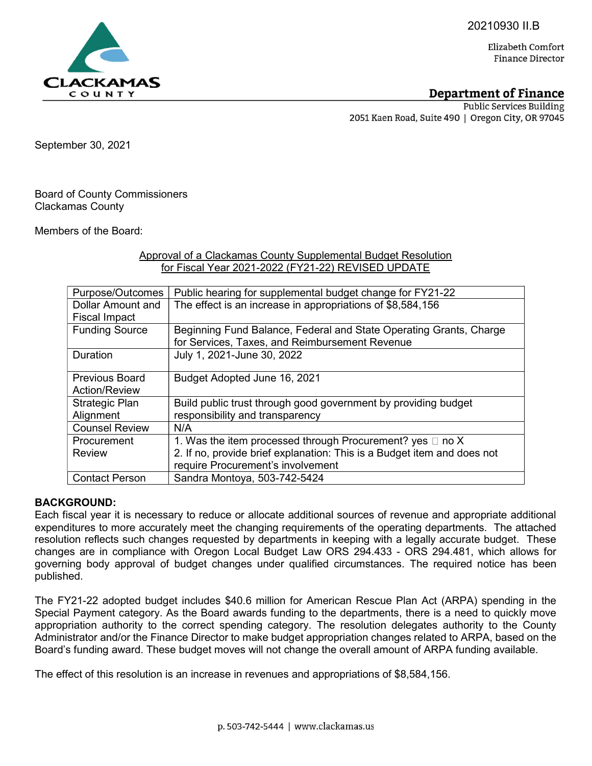20210930 II.B

Elizabeth Comfort
Finance Director

**Department of Finance**
Public Services Building
2051 Kaen Road, Suite 490 | Oregon City, OR 97045

September 30, 2021

Board of County Commissioners
Clackamas County

Members of the Board:

Approval of a Clackamas County Supplemental Budget Resolution
for Fiscal Year 2021-2022 (FY21-22) REVISED UPDATE

| Purpose/Outcomes | Public hearing for supplemental budget change for FY21-22 |
|---|---|
| Dollar Amount and Fiscal Impact | The effect is an increase in appropriations of $8,584,156 |
| Funding Source | Beginning Fund Balance, Federal and State Operating Grants, Charge for Services, Taxes, and Reimbursement Revenue |
| Duration | July 1, 2021-June 30, 2022 |
| Previous Board Action/Review | Budget Adopted June 16, 2021 |
| Strategic Plan Alignment | Build public trust through good government by providing budget responsibility and transparency |
| Counsel Review | N/A |
| Procurement Review | 1. Was the item processed through Procurement? yes ☐ no X<br>2. If no, provide brief explanation: This is a Budget item and does not require Procurement's involvement |
| Contact Person | Sandra Montoya, 503-742-5424 |

**BACKGROUND:**
Each fiscal year it is necessary to reduce or allocate additional sources of revenue and appropriate additional expenditures to more accurately meet the changing requirements of the operating departments. The attached resolution reflects such changes requested by departments in keeping with a legally accurate budget. These changes are in compliance with Oregon Local Budget Law ORS 294.433 - ORS 294.481, which allows for governing body approval of budget changes under qualified circumstances. The required notice has been published.

The FY21-22 adopted budget includes $40.6 million for American Rescue Plan Act (ARPA) spending in the Special Payment category. As the Board awards funding to the departments, there is a need to quickly move appropriation authority to the correct spending category. The resolution delegates authority to the County Administrator and/or the Finance Director to make budget appropriation changes related to ARPA, based on the Board's funding award. These budget moves will not change the overall amount of ARPA funding available.

The effect of this resolution is an increase in revenues and appropriations of $8,584,156.

p. 503-742-5444 | www.clackamas.us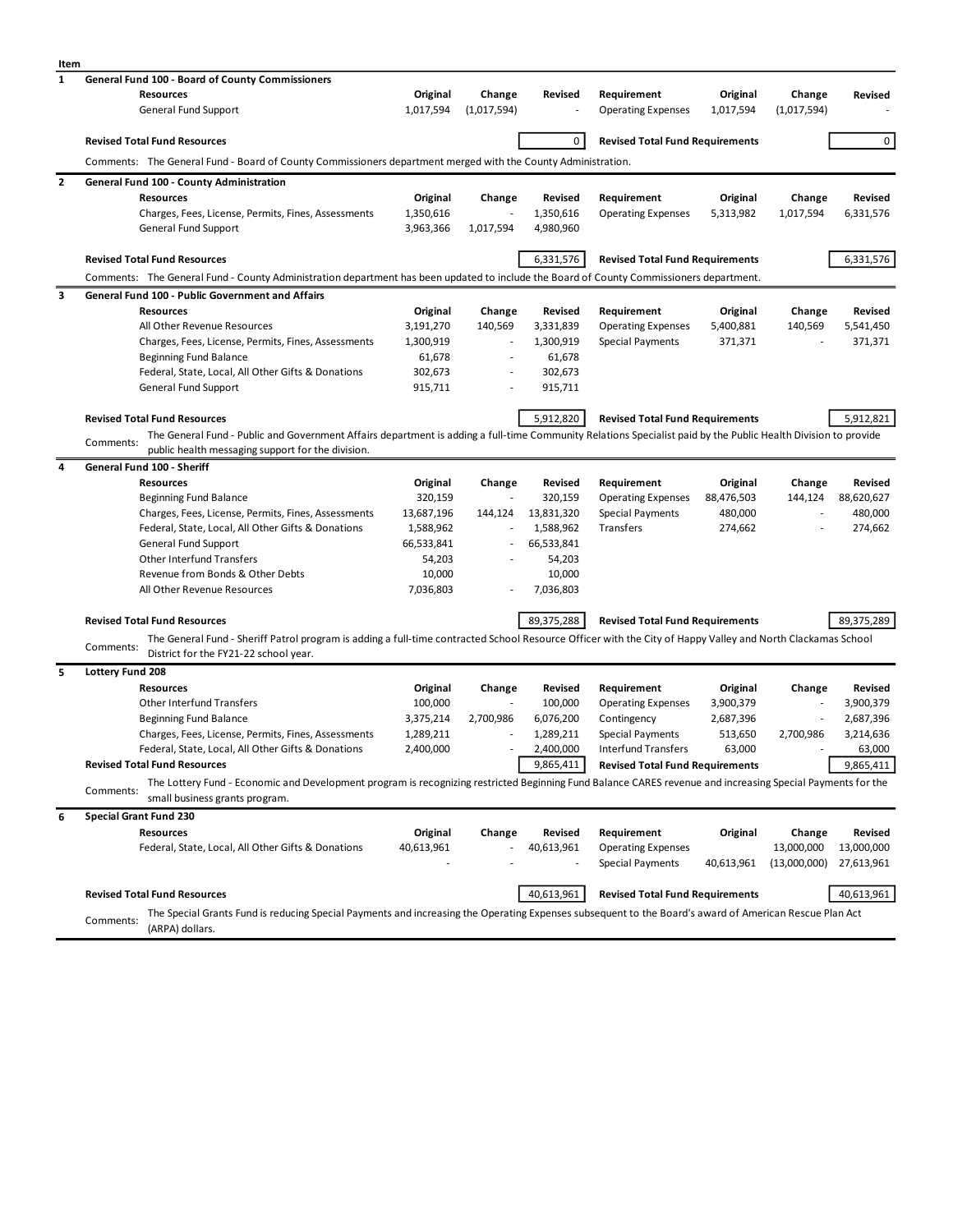| Item | | Resources | Original | Change | Revised | Requirement | Original | Change | Revised |
|---|---|---|---|---|---|---|---|---|---|
| 1 | **General Fund 100 - Board of County Commissioners** | | | | | | | | |
| | | General Fund Support | 1,017,594 | (1,017,594) | - | Operating Expenses | 1,017,594 | (1,017,594) | - |
| | **Revised Total Fund Resources** | | | | 0 | **Revised Total Fund Requirements** | | | 0 |
| | Comments: The General Fund - Board of County Commissioners department merged with the County Administration. | | | | | | | | |
| 2 | **General Fund 100 - County Administration** | | | | | | | | |
| | | Charges, Fees, License, Permits, Fines, Assessments | 1,350,616 | - | 1,350,616 | Operating Expenses | 5,313,982 | 1,017,594 | 6,331,576 |
| | | General Fund Support | 3,963,366 | 1,017,594 | 4,980,960 | | | | |
| | **Revised Total Fund Resources** | | | | 6,331,576 | **Revised Total Fund Requirements** | | | 6,331,576 |
| | Comments: The General Fund - County Administration department has been updated to include the Board of County Commissioners department. | | | | | | | | |
| 3 | **General Fund 100 - Public Government and Affairs** | | | | | | | | |
| | | All Other Revenue Resources | 3,191,270 | 140,569 | 3,331,839 | Operating Expenses | 5,400,881 | 140,569 | 5,541,450 |
| | | Charges, Fees, License, Permits, Fines, Assessments | 1,300,919 | - | 1,300,919 | Special Payments | 371,371 | - | 371,371 |
| | | Beginning Fund Balance | 61,678 | - | 61,678 | | | | |
| | | Federal, State, Local, All Other Gifts & Donations | 302,673 | - | 302,673 | | | | |
| | | General Fund Support | 915,711 | - | 915,711 | | | | |
| | **Revised Total Fund Resources** | | | | 5,912,820 | **Revised Total Fund Requirements** | | | 5,912,821 |
| | Comments: The General Fund - Public and Government Affairs department is adding a full-time Community Relations Specialist paid by the Public Health Division to provide public health messaging support for the division. | | | | | | | | |
| 4 | **General Fund 100 - Sheriff** | | | | | | | | |
| | | Beginning Fund Balance | 320,159 | - | 320,159 | Operating Expenses | 88,476,503 | 144,124 | 88,620,627 |
| | | Charges, Fees, License, Permits, Fines, Assessments | 13,687,196 | 144,124 | 13,831,320 | Special Payments | 480,000 | - | 480,000 |
| | | Federal, State, Local, All Other Gifts & Donations | 1,588,962 | - | 1,588,962 | Transfers | 274,662 | - | 274,662 |
| | | General Fund Support | 66,533,841 | - | 66,533,841 | | | | |
| | | Other Interfund Transfers | 54,203 | - | 54,203 | | | | |
| | | Revenue from Bonds & Other Debts | 10,000 | | 10,000 | | | | |
| | | All Other Revenue Resources | 7,036,803 | - | 7,036,803 | | | | |
| | **Revised Total Fund Resources** | | | | 89,375,288 | **Revised Total Fund Requirements** | | | 89,375,289 |
| | Comments: The General Fund - Sheriff Patrol program is adding a full-time contracted School Resource Officer with the City of Happy Valley and North Clackamas School District for the FY21-22 school year. | | | | | | | | |
| 5 | **Lottery Fund 208** | | | | | | | | |
| | | Other Interfund Transfers | 100,000 | - | 100,000 | Operating Expenses | 3,900,379 | - | 3,900,379 |
| | | Beginning Fund Balance | 3,375,214 | 2,700,986 | 6,076,200 | Contingency | 2,687,396 | - | 2,687,396 |
| | | Charges, Fees, License, Permits, Fines, Assessments | 1,289,211 | - | 1,289,211 | Special Payments | 513,650 | 2,700,986 | 3,214,636 |
| | | Federal, State, Local, All Other Gifts & Donations | 2,400,000 | - | 2,400,000 | Interfund Transfers | 63,000 | - | 63,000 |
| | **Revised Total Fund Resources** | | | | 9,865,411 | **Revised Total Fund Requirements** | | | 9,865,411 |
| | Comments: The Lottery Fund - Economic and Development program is recognizing restricted Beginning Fund Balance CARES revenue and increasing Special Payments for the small business grants program. | | | | | | | | |
| 6 | **Special Grant Fund 230** | | | | | | | | |
| | | Federal, State, Local, All Other Gifts & Donations | 40,613,961 | - | 40,613,961 | Operating Expenses | | 13,000,000 | 13,000,000 |
| | | | - | - | - | Special Payments | 40,613,961 | (13,000,000) | 27,613,961 |
| | **Revised Total Fund Resources** | | | | 40,613,961 | **Revised Total Fund Requirements** | | | 40,613,961 |
| | Comments: The Special Grants Fund is reducing Special Payments and increasing the Operating Expenses subsequent to the Board's award of American Rescue Plan Act (ARPA) dollars. | | | | | | | | |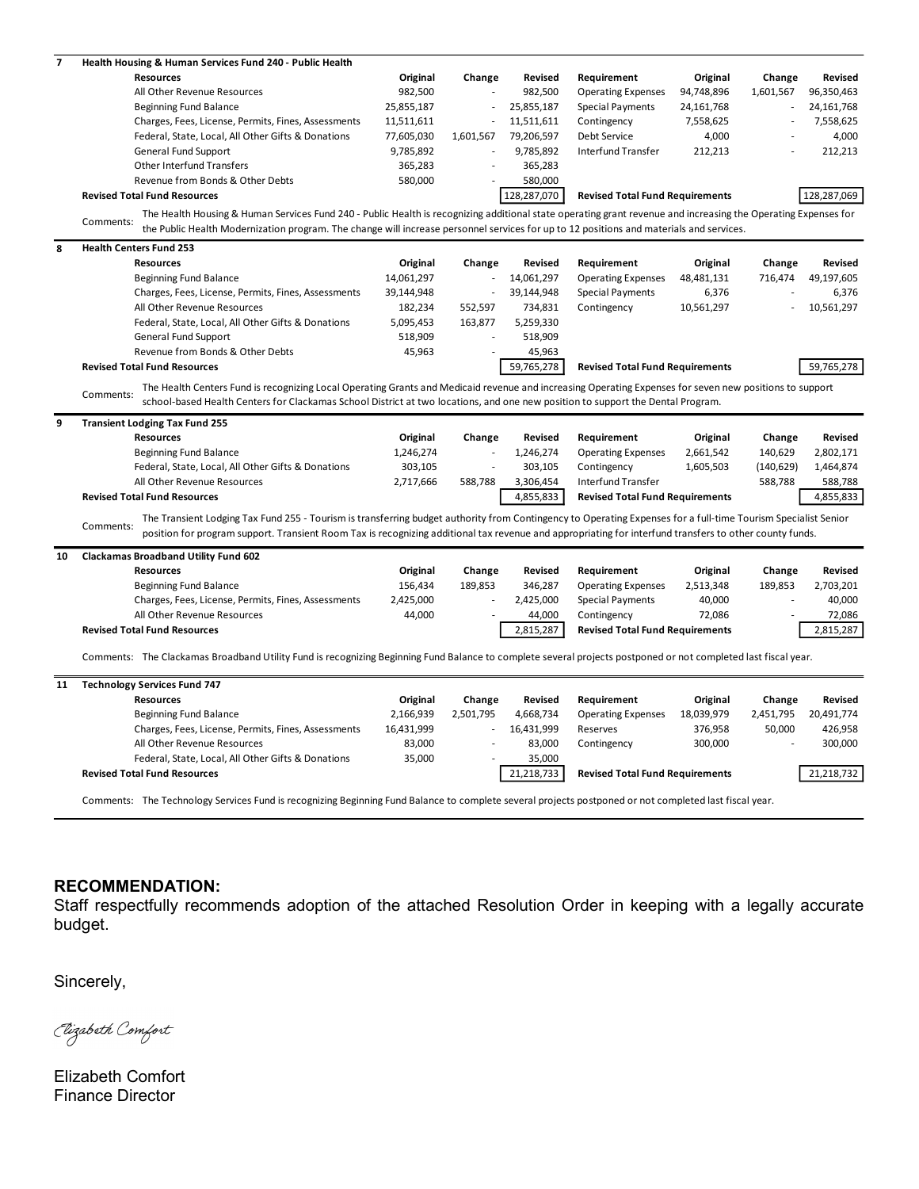**7 Health Housing & Human Services Fund 240 - Public Health**

| Resources | Original | Change | Revised | Requirement | Original | Change | Revised |
|---|---|---|---|---|---|---|---|
| All Other Revenue Resources | 982,500 | - | 982,500 | Operating Expenses | 94,748,896 | 1,601,567 | 96,350,463 |
| Beginning Fund Balance | 25,855,187 | - | 25,855,187 | Special Payments | 24,161,768 | - | 24,161,768 |
| Charges, Fees, License, Permits, Fines, Assessments | 11,511,611 | - | 11,511,611 | Contingency | 7,558,625 | - | 7,558,625 |
| Federal, State, Local, All Other Gifts & Donations | 77,605,030 | 1,601,567 | 79,206,597 | Debt Service | 4,000 | - | 4,000 |
| General Fund Support | 9,785,892 | - | 9,785,892 | Interfund Transfer | 212,213 | - | 212,213 |
| Other Interfund Transfers | 365,283 | - | 365,283 | | | | |
| Revenue from Bonds & Other Debts | 580,000 | - | 580,000 | | | | |
| **Revised Total Fund Resources** | | | 128,287,070 | **Revised Total Fund Requirements** | | | 128,287,069 |

Comments: The Health Housing & Human Services Fund 240 - Public Health is recognizing additional state operating grant revenue and increasing the Operating Expenses for the Public Health Modernization program. The change will increase personnel services for up to 12 positions and materials and services.

**8 Health Centers Fund 253**

| Resources | Original | Change | Revised | Requirement | Original | Change | Revised |
|---|---|---|---|---|---|---|---|
| Beginning Fund Balance | 14,061,297 | - | 14,061,297 | Operating Expenses | 48,481,131 | 716,474 | 49,197,605 |
| Charges, Fees, License, Permits, Fines, Assessments | 39,144,948 | - | 39,144,948 | Special Payments | 6,376 | - | 6,376 |
| All Other Revenue Resources | 182,234 | 552,597 | 734,831 | Contingency | 10,561,297 | - | 10,561,297 |
| Federal, State, Local, All Other Gifts & Donations | 5,095,453 | 163,877 | 5,259,330 | | | | |
| General Fund Support | 518,909 | - | 518,909 | | | | |
| Revenue from Bonds & Other Debts | 45,963 | - | 45,963 | | | | |
| **Revised Total Fund Resources** | | | 59,765,278 | **Revised Total Fund Requirements** | | | 59,765,278 |

Comments: The Health Centers Fund is recognizing Local Operating Grants and Medicaid revenue and increasing Operating Expenses for seven new positions to support school-based Health Centers for Clackamas School District at two locations, and one new position to support the Dental Program.

**9 Transient Lodging Tax Fund 255**

| Resources | Original | Change | Revised | Requirement | Original | Change | Revised |
|---|---|---|---|---|---|---|---|
| Beginning Fund Balance | 1,246,274 | - | 1,246,274 | Operating Expenses | 2,661,542 | 140,629 | 2,802,171 |
| Federal, State, Local, All Other Gifts & Donations | 303,105 | - | 303,105 | Contingency | 1,605,503 | (140,629) | 1,464,874 |
| All Other Revenue Resources | 2,717,666 | 588,788 | 3,306,454 | Interfund Transfer | | 588,788 | 588,788 |
| **Revised Total Fund Resources** | | | 4,855,833 | **Revised Total Fund Requirements** | | | 4,855,833 |

Comments: The Transient Lodging Tax Fund 255 - Tourism is transferring budget authority from Contingency to Operating Expenses for a full-time Tourism Specialist Senior position for program support. Transient Room Tax is recognizing additional tax revenue and appropriating for interfund transfers to other county funds.

**10 Clackamas Broadband Utility Fund 602**

| Resources | Original | Change | Revised | Requirement | Original | Change | Revised |
|---|---|---|---|---|---|---|---|
| Beginning Fund Balance | 156,434 | 189,853 | 346,287 | Operating Expenses | 2,513,348 | 189,853 | 2,703,201 |
| Charges, Fees, License, Permits, Fines, Assessments | 2,425,000 | - | 2,425,000 | Special Payments | 40,000 | - | 40,000 |
| All Other Revenue Resources | 44,000 | - | 44,000 | Contingency | 72,086 | - | 72,086 |
| **Revised Total Fund Resources** | | | 2,815,287 | **Revised Total Fund Requirements** | | | 2,815,287 |

Comments: The Clackamas Broadband Utility Fund is recognizing Beginning Fund Balance to complete several projects postponed or not completed last fiscal year.

**11 Technology Services Fund 747**

| Resources | Original | Change | Revised | Requirement | Original | Change | Revised |
|---|---|---|---|---|---|---|---|
| Beginning Fund Balance | 2,166,939 | 2,501,795 | 4,668,734 | Operating Expenses | 18,039,979 | 2,451,795 | 20,491,774 |
| Charges, Fees, License, Permits, Fines, Assessments | 16,431,999 | - | 16,431,999 | Reserves | 376,958 | 50,000 | 426,958 |
| All Other Revenue Resources | 83,000 | - | 83,000 | Contingency | 300,000 | - | 300,000 |
| Federal, State, Local, All Other Gifts & Donations | 35,000 | - | 35,000 | | | | |
| **Revised Total Fund Resources** | | | 21,218,733 | **Revised Total Fund Requirements** | | | 21,218,732 |

Comments: The Technology Services Fund is recognizing Beginning Fund Balance to complete several projects postponed or not completed last fiscal year.

**RECOMMENDATION:**
Staff respectfully recommends adoption of the attached Resolution Order in keeping with a legally accurate budget.

Sincerely,

*Elizabeth Comfort*

Elizabeth Comfort
Finance Director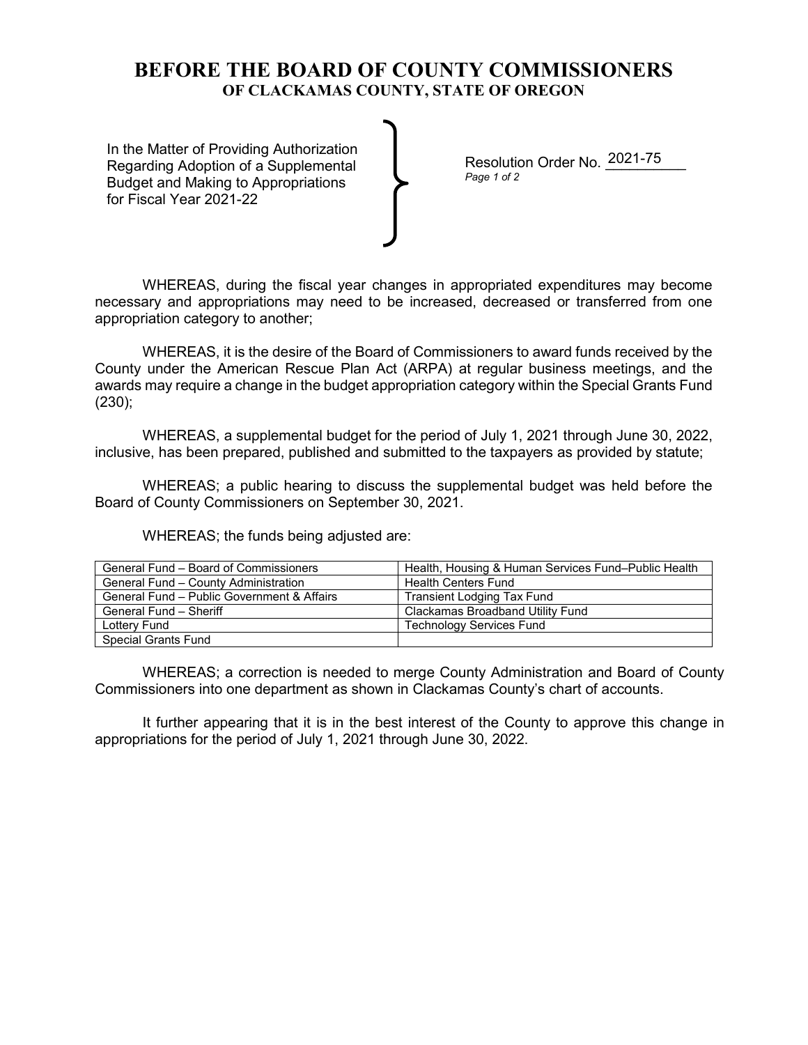# BEFORE THE BOARD OF COUNTY COMMISSIONERS
## OF CLACKAMAS COUNTY, STATE OF OREGON

In the Matter of Providing Authorization Regarding Adoption of a Supplemental Budget and Making to Appropriations for Fiscal Year 2021-22

Resolution Order No. 2021-75

WHEREAS, during the fiscal year changes in appropriated expenditures may become necessary and appropriations may need to be increased, decreased or transferred from one appropriation category to another;

WHEREAS, it is the desire of the Board of Commissioners to award funds received by the County under the American Rescue Plan Act (ARPA) at regular business meetings, and the awards may require a change in the budget appropriation category within the Special Grants Fund (230);

WHEREAS, a supplemental budget for the period of July 1, 2021 through June 30, 2022, inclusive, has been prepared, published and submitted to the taxpayers as provided by statute;

WHEREAS; a public hearing to discuss the supplemental budget was held before the Board of County Commissioners on September 30, 2021.

WHEREAS; the funds being adjusted are:

| | |
|---|---|
| General Fund – Board of Commissioners | Health, Housing & Human Services Fund–Public Health |
| General Fund – County Administration | Health Centers Fund |
| General Fund – Public Government & Affairs | Transient Lodging Tax Fund |
| General Fund – Sheriff | Clackamas Broadband Utility Fund |
| Lottery Fund | Technology Services Fund |
| Special Grants Fund | |

WHEREAS; a correction is needed to merge County Administration and Board of County Commissioners into one department as shown in Clackamas County's chart of accounts.

It further appearing that it is in the best interest of the County to approve this change in appropriations for the period of July 1, 2021 through June 30, 2022.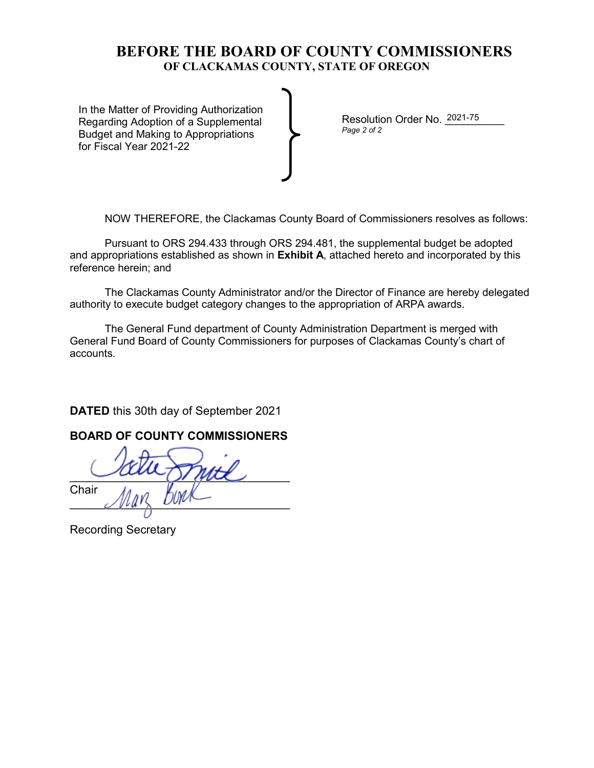# BEFORE THE BOARD OF COUNTY COMMISSIONERS
## OF CLACKAMAS COUNTY, STATE OF OREGON

In the Matter of Providing Authorization Regarding Adoption of a Supplemental Budget and Making to Appropriations for Fiscal Year 2021-22

Resolution Order No. 2021-75
*Page 2 of 2*

NOW THEREFORE, the Clackamas County Board of Commissioners resolves as follows:

Pursuant to ORS 294.433 through ORS 294.481, the supplemental budget be adopted and appropriations established as shown in **Exhibit A**, attached hereto and incorporated by this reference herein; and

The Clackamas County Administrator and/or the Director of Finance are hereby delegated authority to execute budget category changes to the appropriation of ARPA awards.

The General Fund department of County Administration Department is merged with General Fund Board of County Commissioners for purposes of Clackamas County's chart of accounts.

**DATED** this 30th day of September 2021

**BOARD OF COUNTY COMMISSIONERS**

\_\_\_\_\_\_\_\_\_\_\_\_\_\_\_\_\_\_\_\_\_\_\_\_\_\_\_\_\_\_\_\_
Chair

\_\_\_\_\_\_\_\_\_\_\_\_\_\_\_\_\_\_\_\_\_\_\_\_\_\_\_\_\_\_\_\_
Recording Secretary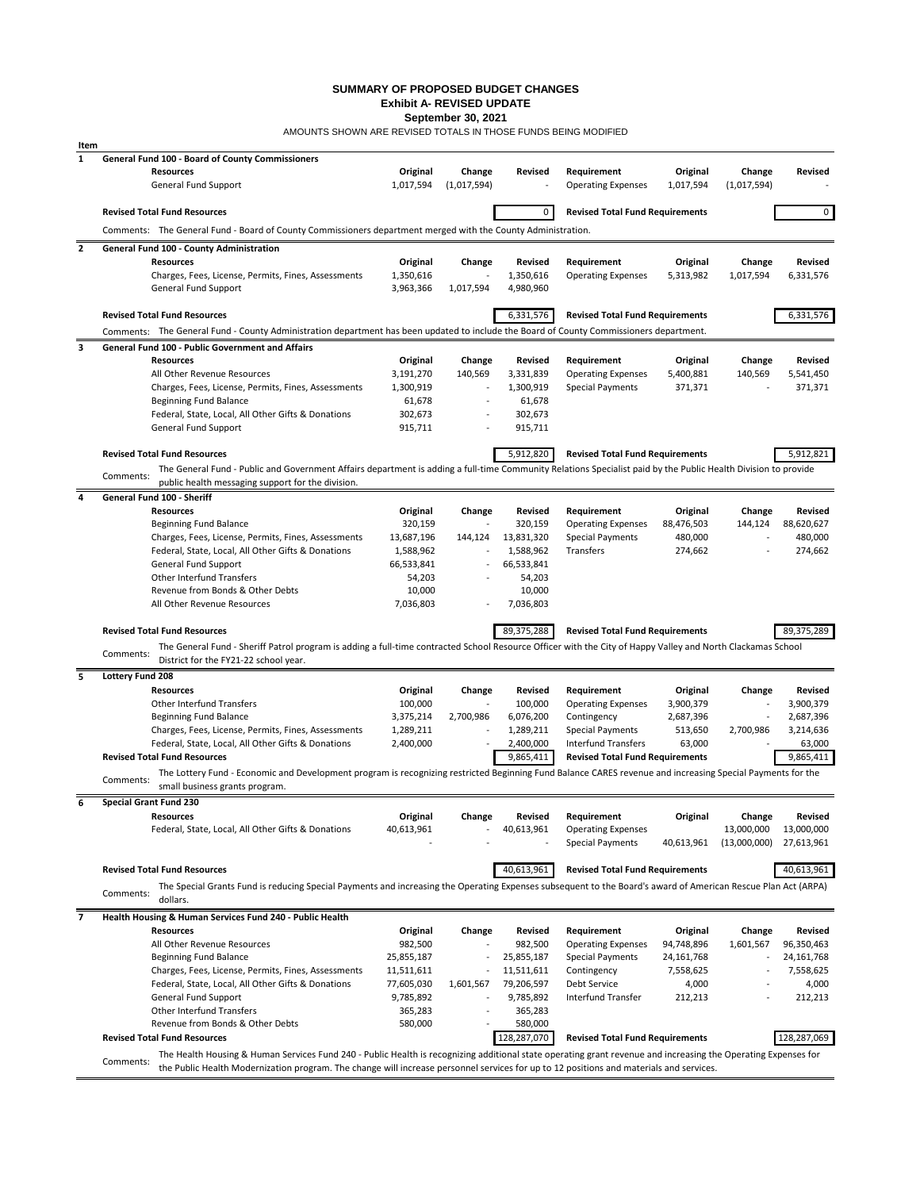# SUMMARY OF PROPOSED BUDGET CHANGES

**Exhibit A- REVISED UPDATE**

**September 30, 2021**

AMOUNTS SHOWN ARE REVISED TOTALS IN THOSE FUNDS BEING MODIFIED

## Item 1 — General Fund 100 - Board of County Commissioners

| Resources | Original | Change | Revised | Requirement | Original | Change | Revised |
|---|---|---|---|---|---|---|---|
| General Fund Support | 1,017,594 | (1,017,594) | - | Operating Expenses | 1,017,594 | (1,017,594) | - |
| **Revised Total Fund Resources** | | | 0 | **Revised Total Fund Requirements** | | | 0 |

Comments: The General Fund - Board of County Commissioners department merged with the County Administration.

## Item 2 — General Fund 100 - County Administration

| Resources | Original | Change | Revised | Requirement | Original | Change | Revised |
|---|---|---|---|---|---|---|---|
| Charges, Fees, License, Permits, Fines, Assessments | 1,350,616 | - | 1,350,616 | Operating Expenses | 5,313,982 | 1,017,594 | 6,331,576 |
| General Fund Support | 3,963,366 | 1,017,594 | 4,980,960 | | | | |
| **Revised Total Fund Resources** | | | 6,331,576 | **Revised Total Fund Requirements** | | | 6,331,576 |

Comments: The General Fund - County Administration department has been updated to include the Board of County Commissioners department.

## Item 3 — General Fund 100 - Public Government and Affairs

| Resources | Original | Change | Revised | Requirement | Original | Change | Revised |
|---|---|---|---|---|---|---|---|
| All Other Revenue Resources | 3,191,270 | 140,569 | 3,331,839 | Operating Expenses | 5,400,881 | 140,569 | 5,541,450 |
| Charges, Fees, License, Permits, Fines, Assessments | 1,300,919 | - | 1,300,919 | Special Payments | 371,371 | - | 371,371 |
| Beginning Fund Balance | 61,678 | - | 61,678 | | | | |
| Federal, State, Local, All Other Gifts & Donations | 302,673 | - | 302,673 | | | | |
| General Fund Support | 915,711 | - | 915,711 | | | | |
| **Revised Total Fund Resources** | | | 5,912,820 | **Revised Total Fund Requirements** | | | 5,912,821 |

Comments: The General Fund - Public and Government Affairs department is adding a full-time Community Relations Specialist paid by the Public Health Division to provide public health messaging support for the division.

## Item 4 — General Fund 100 - Sheriff

| Resources | Original | Change | Revised | Requirement | Original | Change | Revised |
|---|---|---|---|---|---|---|---|
| Beginning Fund Balance | 320,159 | - | 320,159 | Operating Expenses | 88,476,503 | 144,124 | 88,620,627 |
| Charges, Fees, License, Permits, Fines, Assessments | 13,687,196 | 144,124 | 13,831,320 | Special Payments | 480,000 | - | 480,000 |
| Federal, State, Local, All Other Gifts & Donations | 1,588,962 | - | 1,588,962 | Transfers | 274,662 | - | 274,662 |
| General Fund Support | 66,533,841 | - | 66,533,841 | | | | |
| Other Interfund Transfers | 54,203 | - | 54,203 | | | | |
| Revenue from Bonds & Other Debts | 10,000 | - | 10,000 | | | | |
| All Other Revenue Resources | 7,036,803 | - | 7,036,803 | | | | |
| **Revised Total Fund Resources** | | | 89,375,288 | **Revised Total Fund Requirements** | | | 89,375,289 |

Comments: The General Fund - Sheriff Patrol program is adding a full-time contracted School Resource Officer with the City of Happy Valley and North Clackamas School District for the FY21-22 school year.

## Item 5 — Lottery Fund 208

| Resources | Original | Change | Revised | Requirement | Original | Change | Revised |
|---|---|---|---|---|---|---|---|
| Other Interfund Transfers | 100,000 | - | 100,000 | Operating Expenses | 3,900,379 | - | 3,900,379 |
| Beginning Fund Balance | 3,375,214 | 2,700,986 | 6,076,200 | Contingency | 2,687,396 | - | 2,687,396 |
| Charges, Fees, License, Permits, Fines, Assessments | 1,289,211 | - | 1,289,211 | Special Payments | 513,650 | 2,700,986 | 3,214,636 |
| Federal, State, Local, All Other Gifts & Donations | 2,400,000 | - | 2,400,000 | Interfund Transfers | 63,000 | - | 63,000 |
| **Revised Total Fund Resources** | | | 9,865,411 | **Revised Total Fund Requirements** | | | 9,865,411 |

Comments: The Lottery Fund - Economic and Development program is recognizing restricted Beginning Fund Balance CARES revenue and increasing Special Payments for the small business grants program.

## Item 6 — Special Grant Fund 230

| Resources | Original | Change | Revised | Requirement | Original | Change | Revised |
|---|---|---|---|---|---|---|---|
| Federal, State, Local, All Other Gifts & Donations | 40,613,961 | - | 40,613,961 | Operating Expenses | | 13,000,000 | 13,000,000 |
| | - | - | - | Special Payments | 40,613,961 | (13,000,000) | 27,613,961 |
| **Revised Total Fund Resources** | | | 40,613,961 | **Revised Total Fund Requirements** | | | 40,613,961 |

Comments: The Special Grants Fund is reducing Special Payments and increasing the Operating Expenses subsequent to the Board's award of American Rescue Plan Act (ARPA) dollars.

## Item 7 — Health Housing & Human Services Fund 240 - Public Health

| Resources | Original | Change | Revised | Requirement | Original | Change | Revised |
|---|---|---|---|---|---|---|---|
| All Other Revenue Resources | 982,500 | - | 982,500 | Operating Expenses | 94,748,896 | 1,601,567 | 96,350,463 |
| Beginning Fund Balance | 25,855,187 | - | 25,855,187 | Special Payments | 24,161,768 | - | 24,161,768 |
| Charges, Fees, License, Permits, Fines, Assessments | 11,511,611 | - | 11,511,611 | Contingency | 7,558,625 | - | 7,558,625 |
| Federal, State, Local, All Other Gifts & Donations | 77,605,030 | 1,601,567 | 79,206,597 | Debt Service | 4,000 | - | 4,000 |
| General Fund Support | 9,785,892 | - | 9,785,892 | Interfund Transfer | 212,213 | - | 212,213 |
| Other Interfund Transfers | 365,283 | - | 365,283 | | | | |
| Revenue from Bonds & Other Debts | 580,000 | - | 580,000 | | | | |
| **Revised Total Fund Resources** | | | 128,287,070 | **Revised Total Fund Requirements** | | | 128,287,069 |

Comments: The Health Housing & Human Services Fund 240 - Public Health is recognizing additional state operating grant revenue and increasing the Operating Expenses for the Public Health Modernization program. The change will increase personnel services for up to 12 positions and materials and services.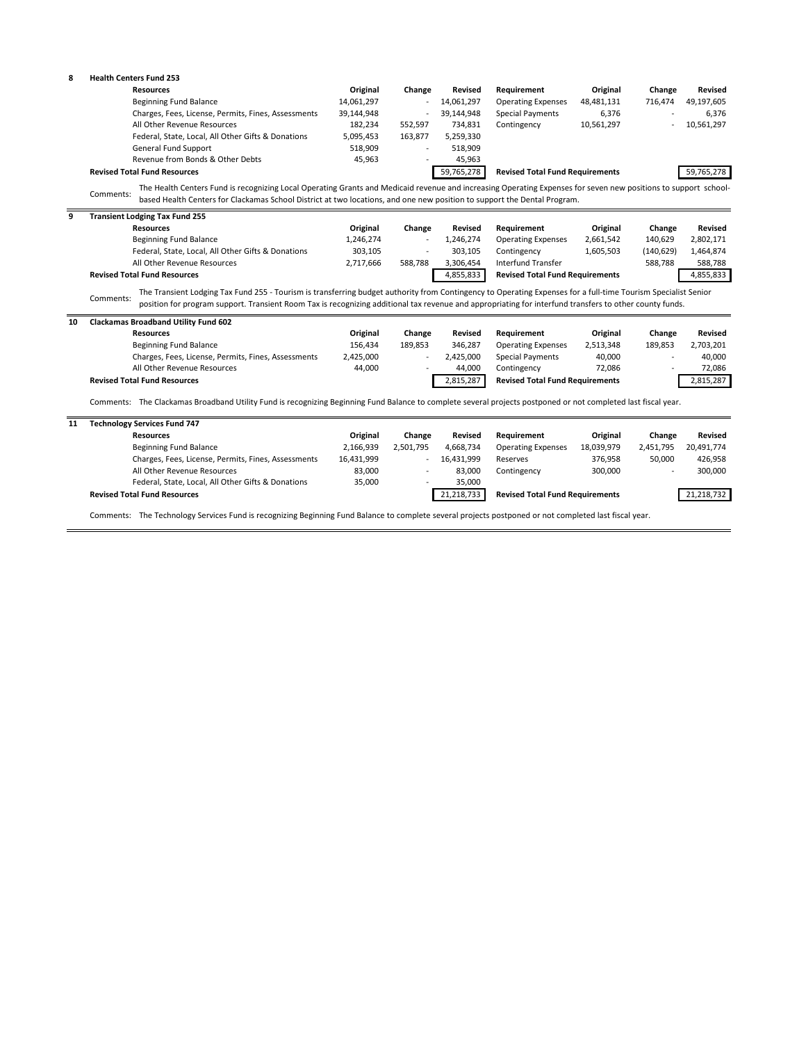## 8 Health Centers Fund 253

| Resources | Original | Change | Revised | Requirement | Original | Change | Revised |
|---|---|---|---|---|---|---|---|
| Beginning Fund Balance | 14,061,297 | - | 14,061,297 | Operating Expenses | 48,481,131 | 716,474 | 49,197,605 |
| Charges, Fees, License, Permits, Fines, Assessments | 39,144,948 | - | 39,144,948 | Special Payments | 6,376 | - | 6,376 |
| All Other Revenue Resources | 182,234 | 552,597 | 734,831 | Contingency | 10,561,297 | - | 10,561,297 |
| Federal, State, Local, All Other Gifts & Donations | 5,095,453 | 163,877 | 5,259,330 | | | | |
| General Fund Support | 518,909 | - | 518,909 | | | | |
| Revenue from Bonds & Other Debts | 45,963 | - | 45,963 | | | | |
| **Revised Total Fund Resources** | | | 59,765,278 | **Revised Total Fund Requirements** | | | 59,765,278 |

Comments: The Health Centers Fund is recognizing Local Operating Grants and Medicaid revenue and increasing Operating Expenses for seven new positions to support school-based Health Centers for Clackamas School District at two locations, and one new position to support the Dental Program.

## 9 Transient Lodging Tax Fund 255

| Resources | Original | Change | Revised | Requirement | Original | Change | Revised |
|---|---|---|---|---|---|---|---|
| Beginning Fund Balance | 1,246,274 | - | 1,246,274 | Operating Expenses | 2,661,542 | 140,629 | 2,802,171 |
| Federal, State, Local, All Other Gifts & Donations | 303,105 | - | 303,105 | Contingency | 1,605,503 | (140,629) | 1,464,874 |
| All Other Revenue Resources | 2,717,666 | 588,788 | 3,306,454 | Interfund Transfer | | 588,788 | 588,788 |
| **Revised Total Fund Resources** | | | 4,855,833 | **Revised Total Fund Requirements** | | | 4,855,833 |

Comments: The Transient Lodging Tax Fund 255 - Tourism is transferring budget authority from Contingency to Operating Expenses for a full-time Tourism Specialist Senior position for program support. Transient Room Tax is recognizing additional tax revenue and appropriating for interfund transfers to other county funds.

## 10 Clackamas Broadband Utility Fund 602

| Resources | Original | Change | Revised | Requirement | Original | Change | Revised |
|---|---|---|---|---|---|---|---|
| Beginning Fund Balance | 156,434 | 189,853 | 346,287 | Operating Expenses | 2,513,348 | 189,853 | 2,703,201 |
| Charges, Fees, License, Permits, Fines, Assessments | 2,425,000 | - | 2,425,000 | Special Payments | 40,000 | - | 40,000 |
| All Other Revenue Resources | 44,000 | - | 44,000 | Contingency | 72,086 | - | 72,086 |
| **Revised Total Fund Resources** | | | 2,815,287 | **Revised Total Fund Requirements** | | | 2,815,287 |

Comments: The Clackamas Broadband Utility Fund is recognizing Beginning Fund Balance to complete several projects postponed or not completed last fiscal year.

## 11 Technology Services Fund 747

| Resources | Original | Change | Revised | Requirement | Original | Change | Revised |
|---|---|---|---|---|---|---|---|
| Beginning Fund Balance | 2,166,939 | 2,501,795 | 4,668,734 | Operating Expenses | 18,039,979 | 2,451,795 | 20,491,774 |
| Charges, Fees, License, Permits, Fines, Assessments | 16,431,999 | - | 16,431,999 | Reserves | 376,958 | 50,000 | 426,958 |
| All Other Revenue Resources | 83,000 | - | 83,000 | Contingency | 300,000 | - | 300,000 |
| Federal, State, Local, All Other Gifts & Donations | 35,000 | - | 35,000 | | | | |
| **Revised Total Fund Resources** | | | 21,218,733 | **Revised Total Fund Requirements** | | | 21,218,732 |

Comments: The Technology Services Fund is recognizing Beginning Fund Balance to complete several projects postponed or not completed last fiscal year.